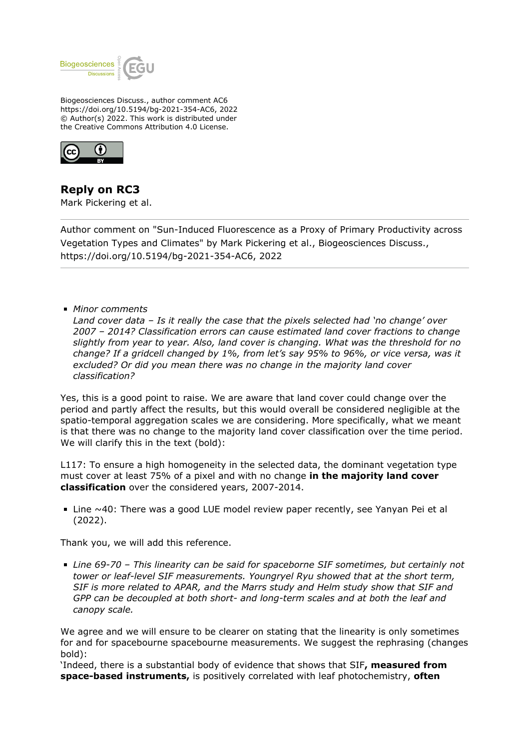Biogeosciences Discuss., author comment AC6
https://doi.org/10.5194/bg-2021-354-AC6, 2022
© Author(s) 2022. This work is distributed under
the Creative Commons Attribution 4.0 License.

## Reply on RC3

Mark Pickering et al.

---

Author comment on "Sun-Induced Fluorescence as a Proxy of Primary Productivity across Vegetation Types and Climates" by Mark Pickering et al., Biogeosciences Discuss., https://doi.org/10.5194/bg-2021-354-AC6, 2022

---

- *Minor comments*
  *Land cover data – Is it really the case that the pixels selected had 'no change' over 2007 – 2014? Classification errors can cause estimated land cover fractions to change slightly from year to year. Also, land cover is changing. What was the threshold for no change? If a gridcell changed by 1%, from let's say 95% to 96%, or vice versa, was it excluded? Or did you mean there was no change in the majority land cover classification?*

Yes, this is a good point to raise. We are aware that land cover could change over the period and partly affect the results, but this would overall be considered negligible at the spatio-temporal aggregation scales we are considering. More specifically, what we meant is that there was no change to the majority land cover classification over the time period. We will clarify this in the text (bold):

L117: To ensure a high homogeneity in the selected data, the dominant vegetation type must cover at least 75% of a pixel and with no change **in the majority land cover classification** over the considered years, 2007-2014.

- Line ~40: There was a good LUE model review paper recently, see Yanyan Pei et al (2022).

Thank you, we will add this reference.

- *Line 69-70 – This linearity can be said for spaceborne SIF sometimes, but certainly not tower or leaf-level SIF measurements. Youngryel Ryu showed that at the short term, SIF is more related to APAR, and the Marrs study and Helm study show that SIF and GPP can be decoupled at both short- and long-term scales and at both the leaf and canopy scale.*

We agree and we will ensure to be clearer on stating that the linearity is only sometimes for and for spacebourne spacebourne measurements. We suggest the rephrasing (changes bold):

'Indeed, there is a substantial body of evidence that shows that SIF**, measured from space-based instruments,** is positively correlated with leaf photochemistry, **often**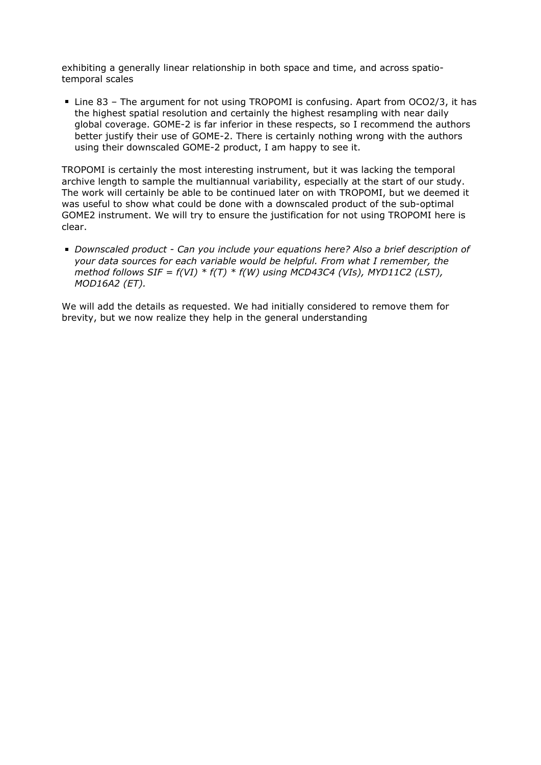exhibiting a generally linear relationship in both space and time, and across spatio-temporal scales

- Line 83 – The argument for not using TROPOMI is confusing. Apart from OCO2/3, it has the highest spatial resolution and certainly the highest resampling with near daily global coverage. GOME-2 is far inferior in these respects, so I recommend the authors better justify their use of GOME-2. There is certainly nothing wrong with the authors using their downscaled GOME-2 product, I am happy to see it.

TROPOMI is certainly the most interesting instrument, but it was lacking the temporal archive length to sample the multiannual variability, especially at the start of our study. The work will certainly be able to be continued later on with TROPOMI, but we deemed it was useful to show what could be done with a downscaled product of the sub-optimal GOME2 instrument. We will try to ensure the justification for not using TROPOMI here is clear.

- *Downscaled product - Can you include your equations here? Also a brief description of your data sources for each variable would be helpful. From what I remember, the method follows SIF = f(VI) * f(T) * f(W) using MCD43C4 (VIs), MYD11C2 (LST), MOD16A2 (ET).*

We will add the details as requested. We had initially considered to remove them for brevity, but we now realize they help in the general understanding